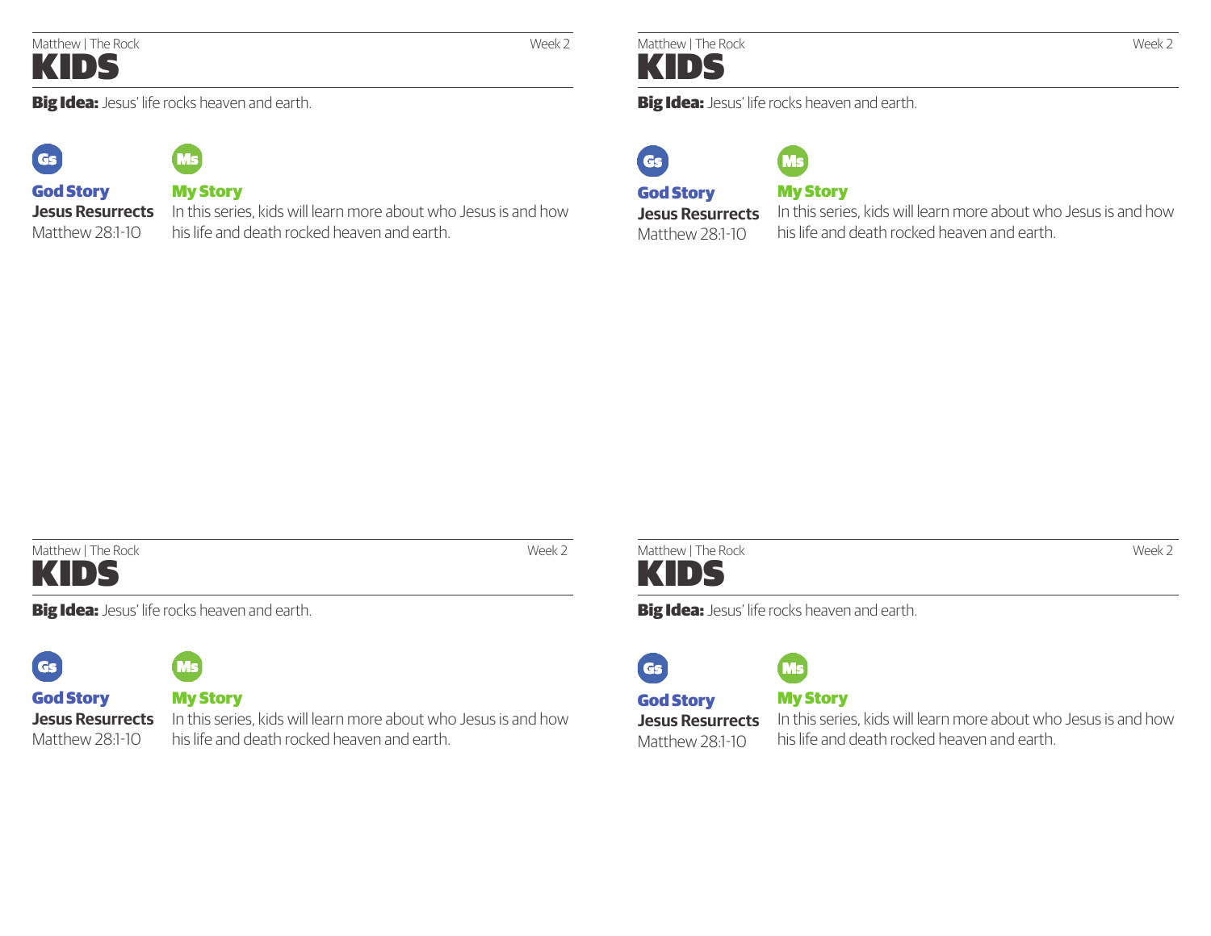Matthew | The Rock — Week 2

# KIDS

**Big Idea:** Jesus' life rocks heaven and earth.

Gs

## God Story

**Jesus Resurrects**

Matthew 28:1-10

Ms

## My Story

In this series, kids will learn more about who Jesus is and how his life and death rocked heaven and earth.

---

Matthew | The Rock — Week 2

# KIDS

**Big Idea:** Jesus' life rocks heaven and earth.

Gs

## God Story

**Jesus Resurrects**

Matthew 28:1-10

Ms

## My Story

In this series, kids will learn more about who Jesus is and how his life and death rocked heaven and earth.

---

Matthew | The Rock — Week 2

# KIDS

**Big Idea:** Jesus' life rocks heaven and earth.

Gs

## God Story

**Jesus Resurrects**

Matthew 28:1-10

Ms

## My Story

In this series, kids will learn more about who Jesus is and how his life and death rocked heaven and earth.

---

Matthew | The Rock — Week 2

# KIDS

**Big Idea:** Jesus' life rocks heaven and earth.

Gs

## God Story

**Jesus Resurrects**

Matthew 28:1-10

Ms

## My Story

In this series, kids will learn more about who Jesus is and how his life and death rocked heaven and earth.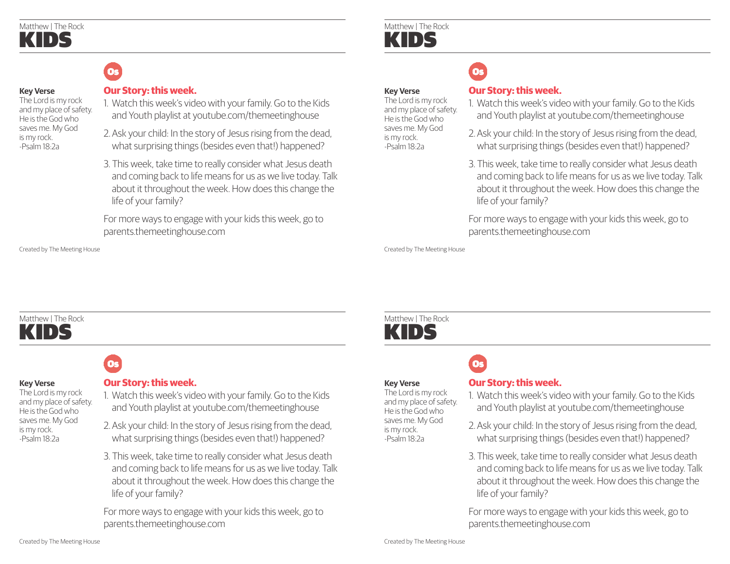Matthew | The Rock

# KIDS

0s

**Key Verse**
The Lord is my rock and my place of safety. He is the God who saves me. My God is my rock.
-Psalm 18:2a

## Our Story: this week.

1. Watch this week's video with your family. Go to the Kids and Youth playlist at youtube.com/themeetinghouse
2. Ask your child: In the story of Jesus rising from the dead, what surprising things (besides even that!) happened?
3. This week, take time to really consider what Jesus death and coming back to life means for us as we live today. Talk about it throughout the week. How does this change the life of your family?

For more ways to engage with your kids this week, go to parents.themeetinghouse.com

Created by The Meeting House

---

Matthew | The Rock

# KIDS

0s

**Key Verse**
The Lord is my rock and my place of safety. He is the God who saves me. My God is my rock.
-Psalm 18:2a

## Our Story: this week.

1. Watch this week's video with your family. Go to the Kids and Youth playlist at youtube.com/themeetinghouse
2. Ask your child: In the story of Jesus rising from the dead, what surprising things (besides even that!) happened?
3. This week, take time to really consider what Jesus death and coming back to life means for us as we live today. Talk about it throughout the week. How does this change the life of your family?

For more ways to engage with your kids this week, go to parents.themeetinghouse.com

Created by The Meeting House

---

Matthew | The Rock

# KIDS

0s

**Key Verse**
The Lord is my rock and my place of safety. He is the God who saves me. My God is my rock.
-Psalm 18:2a

## Our Story: this week.

1. Watch this week's video with your family. Go to the Kids and Youth playlist at youtube.com/themeetinghouse
2. Ask your child: In the story of Jesus rising from the dead, what surprising things (besides even that!) happened?
3. This week, take time to really consider what Jesus death and coming back to life means for us as we live today. Talk about it throughout the week. How does this change the life of your family?

For more ways to engage with your kids this week, go to parents.themeetinghouse.com

Created by The Meeting House

---

Matthew | The Rock

# KIDS

0s

**Key Verse**
The Lord is my rock and my place of safety. He is the God who saves me. My God is my rock.
-Psalm 18:2a

## Our Story: this week.

1. Watch this week's video with your family. Go to the Kids and Youth playlist at youtube.com/themeetinghouse
2. Ask your child: In the story of Jesus rising from the dead, what surprising things (besides even that!) happened?
3. This week, take time to really consider what Jesus death and coming back to life means for us as we live today. Talk about it throughout the week. How does this change the life of your family?

For more ways to engage with your kids this week, go to parents.themeetinghouse.com

Created by The Meeting House